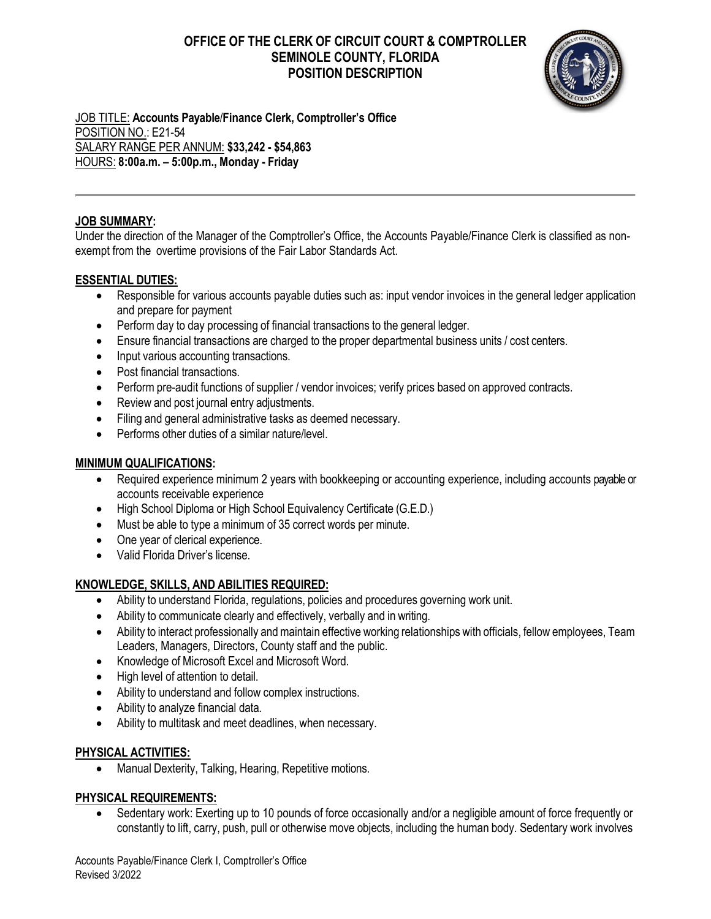# OFFICE OF THE CLERK OF CIRCUIT COURT & COMPTROLLER
## SEMINOLE COUNTY, FLORIDA
## POSITION DESCRIPTION

JOB TITLE: **Accounts Payable/Finance Clerk, Comptroller's Office**
POSITION NO.: E21-54
SALARY RANGE PER ANNUM: **$33,242 - $54,863**
HOURS: **8:00a.m. – 5:00p.m., Monday - Friday**

---

**JOB SUMMARY:**

Under the direction of the Manager of the Comptroller's Office, the Accounts Payable/Finance Clerk is classified as non-exempt from the overtime provisions of the Fair Labor Standards Act.

**ESSENTIAL DUTIES:**

- Responsible for various accounts payable duties such as: input vendor invoices in the general ledger application and prepare for payment
- Perform day to day processing of financial transactions to the general ledger.
- Ensure financial transactions are charged to the proper departmental business units / cost centers.
- Input various accounting transactions.
- Post financial transactions.
- Perform pre-audit functions of supplier / vendor invoices; verify prices based on approved contracts.
- Review and post journal entry adjustments.
- Filing and general administrative tasks as deemed necessary.
- Performs other duties of a similar nature/level.

**MINIMUM QUALIFICATIONS:**

- Required experience minimum 2 years with bookkeeping or accounting experience, including accounts payable or accounts receivable experience
- High School Diploma or High School Equivalency Certificate (G.E.D.)
- Must be able to type a minimum of 35 correct words per minute.
- One year of clerical experience.
- Valid Florida Driver's license.

**KNOWLEDGE, SKILLS, AND ABILITIES REQUIRED:**

- Ability to understand Florida, regulations, policies and procedures governing work unit.
- Ability to communicate clearly and effectively, verbally and in writing.
- Ability to interact professionally and maintain effective working relationships with officials, fellow employees, Team Leaders, Managers, Directors, County staff and the public.
- Knowledge of Microsoft Excel and Microsoft Word.
- High level of attention to detail.
- Ability to understand and follow complex instructions.
- Ability to analyze financial data.
- Ability to multitask and meet deadlines, when necessary.

**PHYSICAL ACTIVITIES:**

- Manual Dexterity, Talking, Hearing, Repetitive motions.

**PHYSICAL REQUIREMENTS:**

- Sedentary work: Exerting up to 10 pounds of force occasionally and/or a negligible amount of force frequently or constantly to lift, carry, push, pull or otherwise move objects, including the human body. Sedentary work involves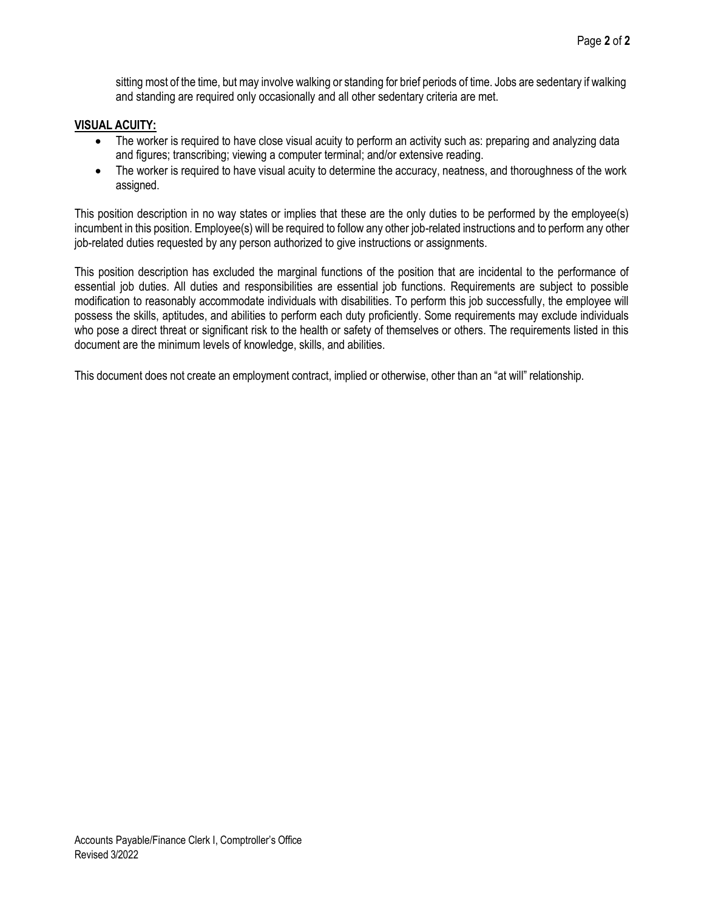sitting most of the time, but may involve walking or standing for brief periods of time. Jobs are sedentary if walking and standing are required only occasionally and all other sedentary criteria are met.

**VISUAL ACUITY:**

- The worker is required to have close visual acuity to perform an activity such as: preparing and analyzing data and figures; transcribing; viewing a computer terminal; and/or extensive reading.
- The worker is required to have visual acuity to determine the accuracy, neatness, and thoroughness of the work assigned.

This position description in no way states or implies that these are the only duties to be performed by the employee(s) incumbent in this position. Employee(s) will be required to follow any other job-related instructions and to perform any other job-related duties requested by any person authorized to give instructions or assignments.

This position description has excluded the marginal functions of the position that are incidental to the performance of essential job duties. All duties and responsibilities are essential job functions. Requirements are subject to possible modification to reasonably accommodate individuals with disabilities. To perform this job successfully, the employee will possess the skills, aptitudes, and abilities to perform each duty proficiently. Some requirements may exclude individuals who pose a direct threat or significant risk to the health or safety of themselves or others. The requirements listed in this document are the minimum levels of knowledge, skills, and abilities.

This document does not create an employment contract, implied or otherwise, other than an "at will" relationship.